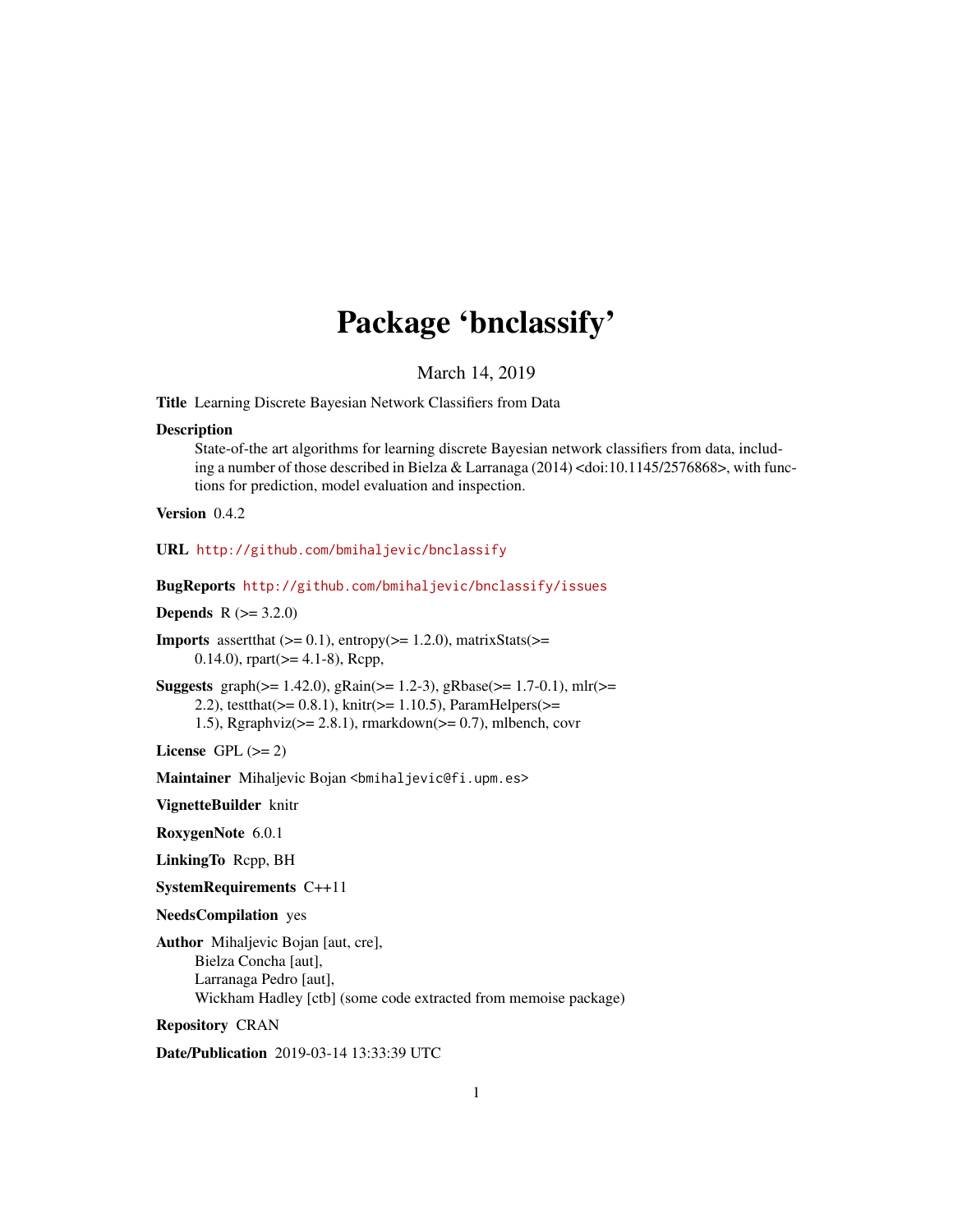# Package 'bnclassify'

March 14, 2019

**Title** Learning Discrete Bayesian Network Classifiers from Data

**Description**
State-of-the art algorithms for learning discrete Bayesian network classifiers from data, including a number of those described in Bielza & Larranaga (2014) <doi:10.1145/2576868>, with functions for prediction, model evaluation and inspection.

**Version** 0.4.2

**URL** http://github.com/bmihaljevic/bnclassify

**BugReports** http://github.com/bmihaljevic/bnclassify/issues

**Depends** R (>= 3.2.0)

**Imports** assertthat (>= 0.1), entropy(>= 1.2.0), matrixStats(>= 0.14.0), rpart(>= 4.1-8), Rcpp,

**Suggests** graph(>= 1.42.0), gRain(>= 1.2-3), gRbase(>= 1.7-0.1), mlr(>= 2.2), testthat(>= 0.8.1), knitr(>= 1.10.5), ParamHelpers(>= 1.5), Rgraphviz(>= 2.8.1), rmarkdown(>= 0.7), mlbench, covr

**License** GPL (>= 2)

**Maintainer** Mihaljevic Bojan <bmihaljevic@fi.upm.es>

**VignetteBuilder** knitr

**RoxygenNote** 6.0.1

**LinkingTo** Rcpp, BH

**SystemRequirements** C++11

**NeedsCompilation** yes

**Author** Mihaljevic Bojan [aut, cre],
Bielza Concha [aut],
Larranaga Pedro [aut],
Wickham Hadley [ctb] (some code extracted from memoise package)

**Repository** CRAN

**Date/Publication** 2019-03-14 13:33:39 UTC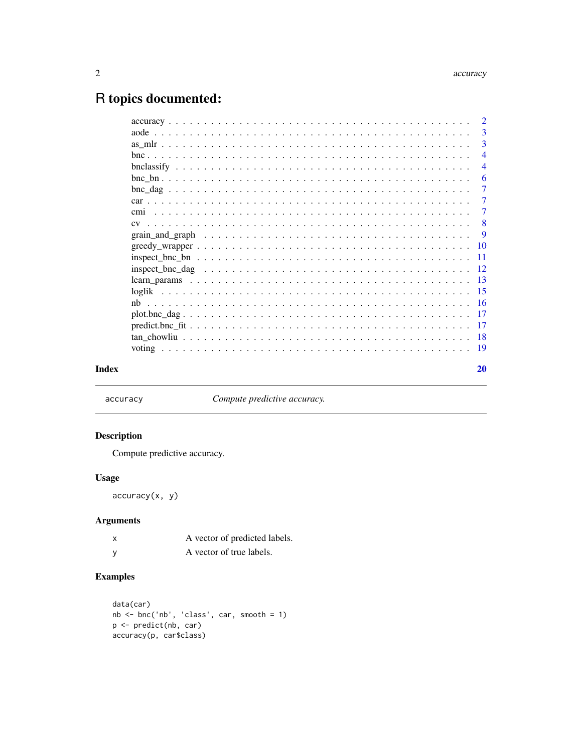# R topics documented:

| | |
|---|---|
| accuracy | 2 |
| aode | 3 |
| as_mlr | 3 |
| bnc | 4 |
| bnclassify | 4 |
| bnc_bn | 6 |
| bnc_dag | 7 |
| car | 7 |
| cmi | 7 |
| cv | 8 |
| grain_and_graph | 9 |
| greedy_wrapper | 10 |
| inspect_bnc_bn | 11 |
| inspect_bnc_dag | 12 |
| learn_params | 13 |
| loglik | 15 |
| nb | 16 |
| plot.bnc_dag | 17 |
| predict.bnc_fit | 17 |
| tan_chowliu | 18 |
| voting | 19 |

**Index** **20**

---

`accuracy` *Compute predictive accuracy.*

---

## Description

Compute predictive accuracy.

## Usage

```
accuracy(x, y)
```

## Arguments

| | |
|---|---|
| x | A vector of predicted labels. |
| y | A vector of true labels. |

## Examples

```
data(car)
nb <- bnc('nb', 'class', car, smooth = 1)
p <- predict(nb, car)
accuracy(p, car$class)
```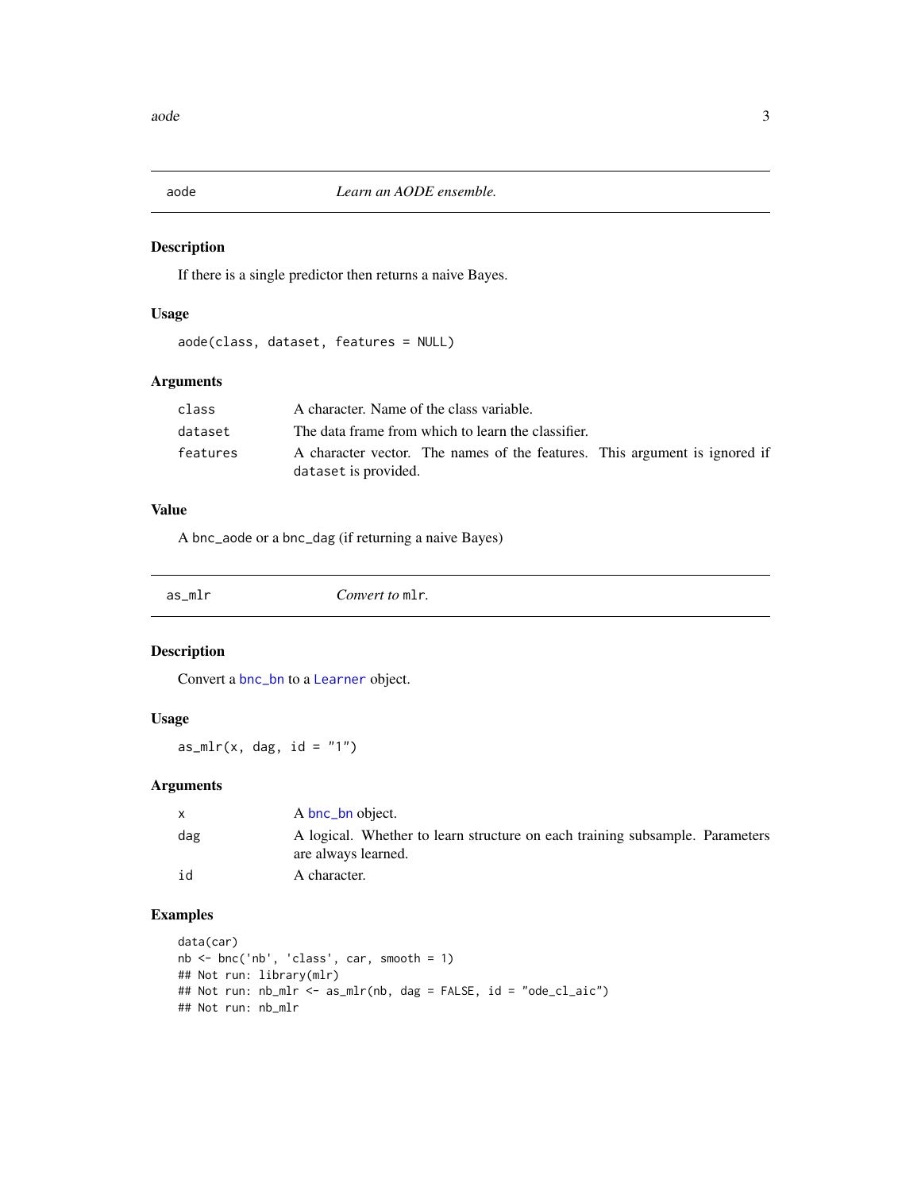## aode — *Learn an AODE ensemble.*

### Description

If there is a single predictor then returns a naive Bayes.

### Usage

```
aode(class, dataset, features = NULL)
```

### Arguments

| | |
|---|---|
| `class` | A character. Name of the class variable. |
| `dataset` | The data frame from which to learn the classifier. |
| `features` | A character vector. The names of the features. This argument is ignored if `dataset` is provided. |

### Value

A `bnc_aode` or a `bnc_dag` (if returning a naive Bayes)

## as_mlr — *Convert to* `mlr`*.*

### Description

Convert a `bnc_bn` to a `Learner` object.

### Usage

```
as_mlr(x, dag, id = "1")
```

### Arguments

| | |
|---|---|
| `x` | A `bnc_bn` object. |
| `dag` | A logical. Whether to learn structure on each training subsample. Parameters are always learned. |
| `id` | A character. |

### Examples

```
data(car)
nb <- bnc('nb', 'class', car, smooth = 1)
## Not run: library(mlr)
## Not run: nb_mlr <- as_mlr(nb, dag = FALSE, id = "ode_cl_aic")
## Not run: nb_mlr
```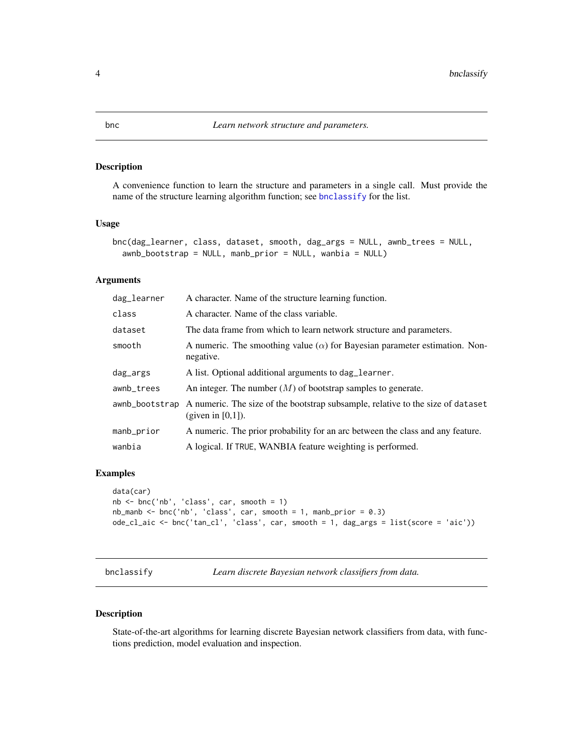## bnc — *Learn network structure and parameters.*

### Description

A convenience function to learn the structure and parameters in a single call. Must provide the name of the structure learning algorithm function; see bnclassify for the list.

### Usage

```
bnc(dag_learner, class, dataset, smooth, dag_args = NULL, awnb_trees = NULL,
  awnb_bootstrap = NULL, manb_prior = NULL, wanbia = NULL)
```

### Arguments

| Argument | Description |
|---|---|
| dag_learner | A character. Name of the structure learning function. |
| class | A character. Name of the class variable. |
| dataset | The data frame from which to learn network structure and parameters. |
| smooth | A numeric. The smoothing value ($\alpha$) for Bayesian parameter estimation. Non-negative. |
| dag_args | A list. Optional additional arguments to dag_learner. |
| awnb_trees | An integer. The number ($M$) of bootstrap samples to generate. |
| awnb_bootstrap | A numeric. The size of the bootstrap subsample, relative to the size of dataset (given in [0,1]). |
| manb_prior | A numeric. The prior probability for an arc between the class and any feature. |
| wanbia | A logical. If TRUE, WANBIA feature weighting is performed. |

### Examples

```
data(car)
nb <- bnc('nb', 'class', car, smooth = 1)
nb_manb <- bnc('nb', 'class', car, smooth = 1, manb_prior = 0.3)
ode_cl_aic <- bnc('tan_cl', 'class', car, smooth = 1, dag_args = list(score = 'aic'))
```

## bnclassify — *Learn discrete Bayesian network classifiers from data.*

### Description

State-of-the-art algorithms for learning discrete Bayesian network classifiers from data, with functions prediction, model evaluation and inspection.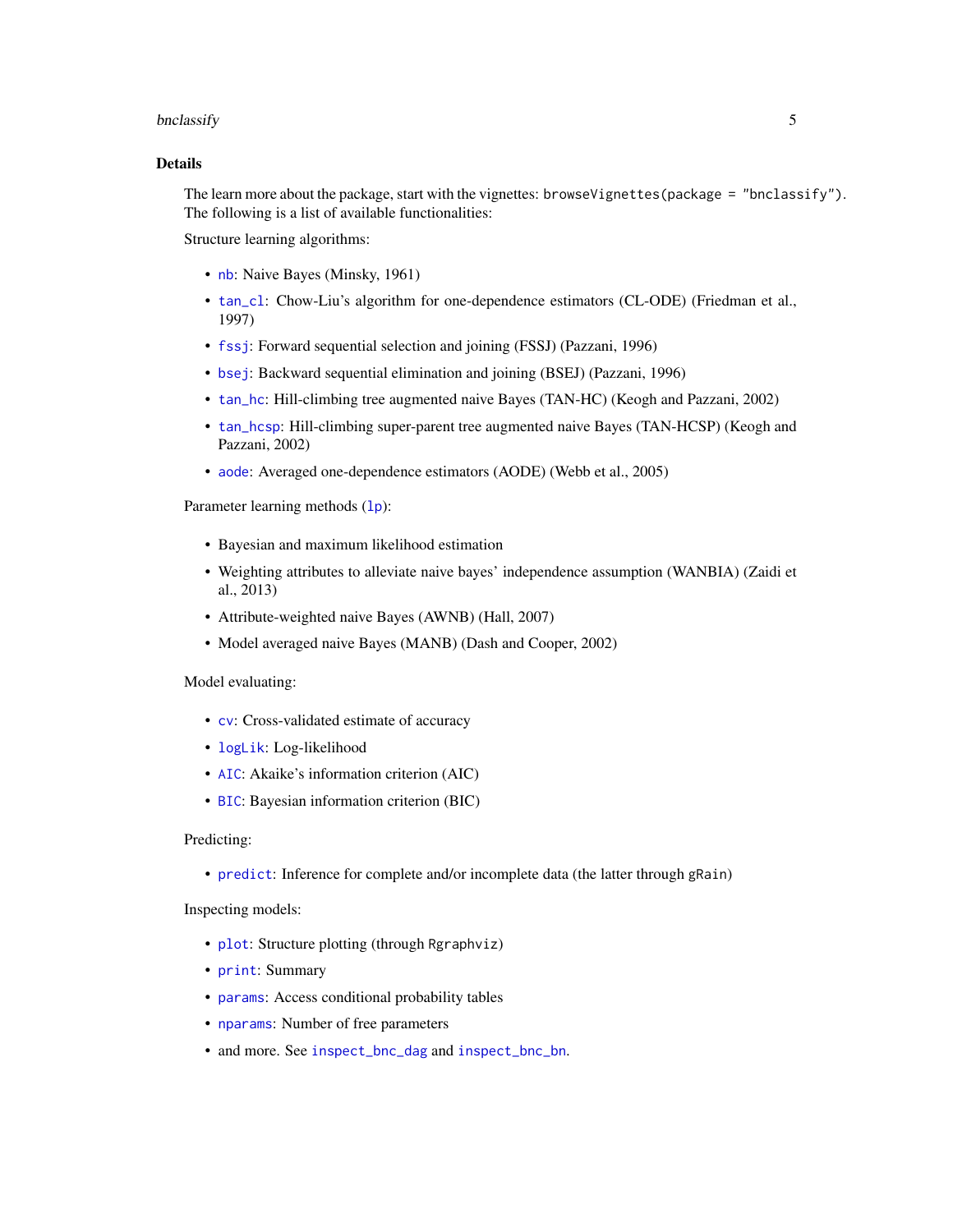## Details

The learn more about the package, start with the vignettes: `browseVignettes(package = "bnclassify")`. The following is a list of available functionalities:

Structure learning algorithms:

- `nb`: Naive Bayes (Minsky, 1961)
- `tan_cl`: Chow-Liu's algorithm for one-dependence estimators (CL-ODE) (Friedman et al., 1997)
- `fssj`: Forward sequential selection and joining (FSSJ) (Pazzani, 1996)
- `bsej`: Backward sequential elimination and joining (BSEJ) (Pazzani, 1996)
- `tan_hc`: Hill-climbing tree augmented naive Bayes (TAN-HC) (Keogh and Pazzani, 2002)
- `tan_hcsp`: Hill-climbing super-parent tree augmented naive Bayes (TAN-HCSP) (Keogh and Pazzani, 2002)
- `aode`: Averaged one-dependence estimators (AODE) (Webb et al., 2005)

Parameter learning methods (`lp`):

- Bayesian and maximum likelihood estimation
- Weighting attributes to alleviate naive bayes' independence assumption (WANBIA) (Zaidi et al., 2013)
- Attribute-weighted naive Bayes (AWNB) (Hall, 2007)
- Model averaged naive Bayes (MANB) (Dash and Cooper, 2002)

Model evaluating:

- `cv`: Cross-validated estimate of accuracy
- `logLik`: Log-likelihood
- `AIC`: Akaike's information criterion (AIC)
- `BIC`: Bayesian information criterion (BIC)

Predicting:

- `predict`: Inference for complete and/or incomplete data (the latter through `gRain`)

Inspecting models:

- `plot`: Structure plotting (through `Rgraphviz`)
- `print`: Summary
- `params`: Access conditional probability tables
- `nparams`: Number of free parameters
- and more. See `inspect_bnc_dag` and `inspect_bnc_bn`.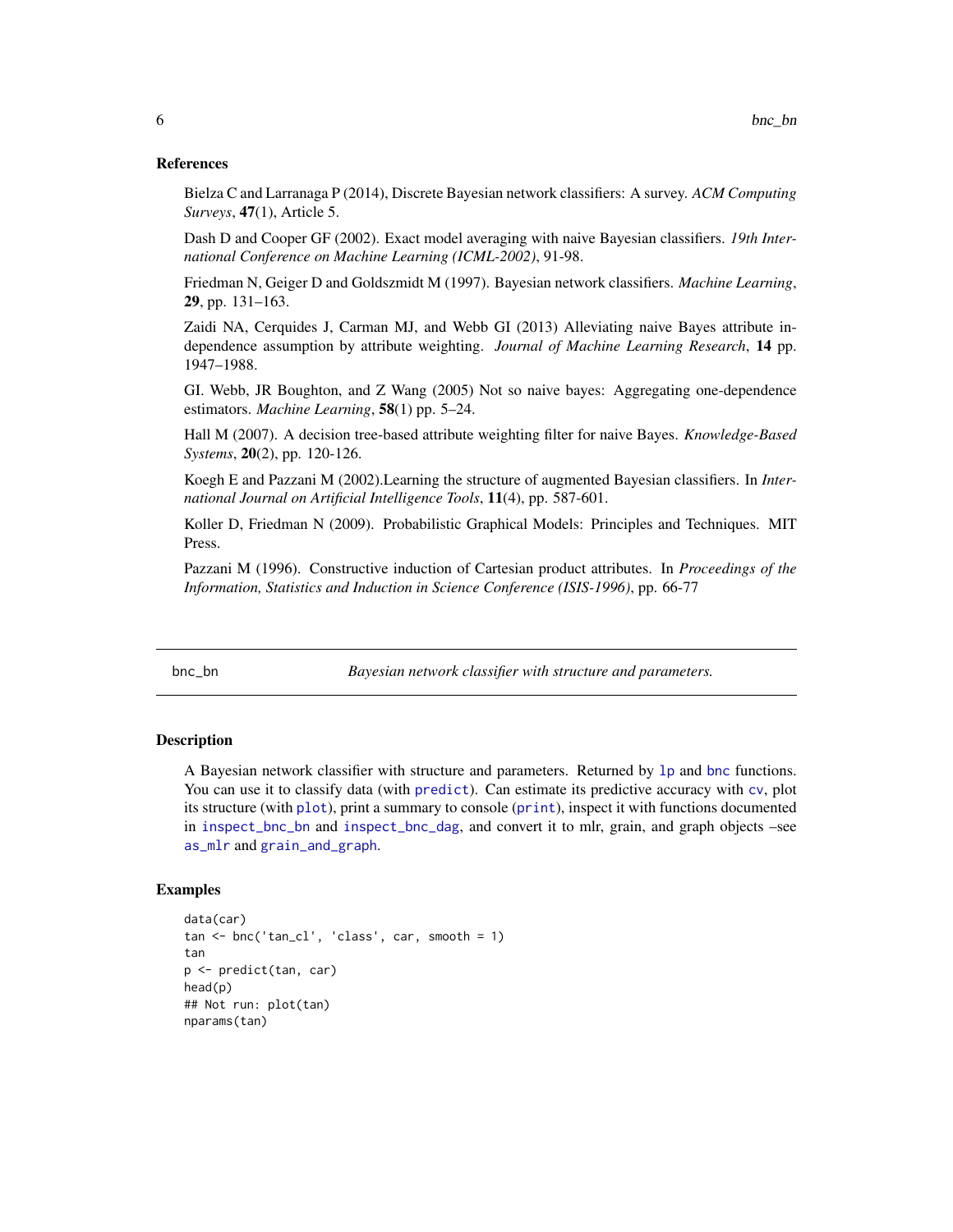## References

Bielza C and Larranaga P (2014), Discrete Bayesian network classifiers: A survey. *ACM Computing Surveys*, **47**(1), Article 5.

Dash D and Cooper GF (2002). Exact model averaging with naive Bayesian classifiers. *19th International Conference on Machine Learning (ICML-2002)*, 91-98.

Friedman N, Geiger D and Goldszmidt M (1997). Bayesian network classifiers. *Machine Learning*, **29**, pp. 131–163.

Zaidi NA, Cerquides J, Carman MJ, and Webb GI (2013) Alleviating naive Bayes attribute independence assumption by attribute weighting. *Journal of Machine Learning Research*, **14** pp. 1947–1988.

GI. Webb, JR Boughton, and Z Wang (2005) Not so naive bayes: Aggregating one-dependence estimators. *Machine Learning*, **58**(1) pp. 5–24.

Hall M (2007). A decision tree-based attribute weighting filter for naive Bayes. *Knowledge-Based Systems*, **20**(2), pp. 120-126.

Koegh E and Pazzani M (2002).Learning the structure of augmented Bayesian classifiers. In *International Journal on Artificial Intelligence Tools*, **11**(4), pp. 587-601.

Koller D, Friedman N (2009). Probabilistic Graphical Models: Principles and Techniques. MIT Press.

Pazzani M (1996). Constructive induction of Cartesian product attributes. In *Proceedings of the Information, Statistics and Induction in Science Conference (ISIS-1996)*, pp. 66-77

---

# bnc_bn — *Bayesian network classifier with structure and parameters.*

## Description

A Bayesian network classifier with structure and parameters. Returned by `lp` and `bnc` functions. You can use it to classify data (with `predict`). Can estimate its predictive accuracy with `cv`, plot its structure (with `plot`), print a summary to console (`print`), inspect it with functions documented in `inspect_bnc_bn` and `inspect_bnc_dag`, and convert it to mlr, grain, and graph objects –see `as_mlr` and `grain_and_graph`.

## Examples

```
data(car)
tan <- bnc('tan_cl', 'class', car, smooth = 1)
tan
p <- predict(tan, car)
head(p)
## Not run: plot(tan)
nparams(tan)
```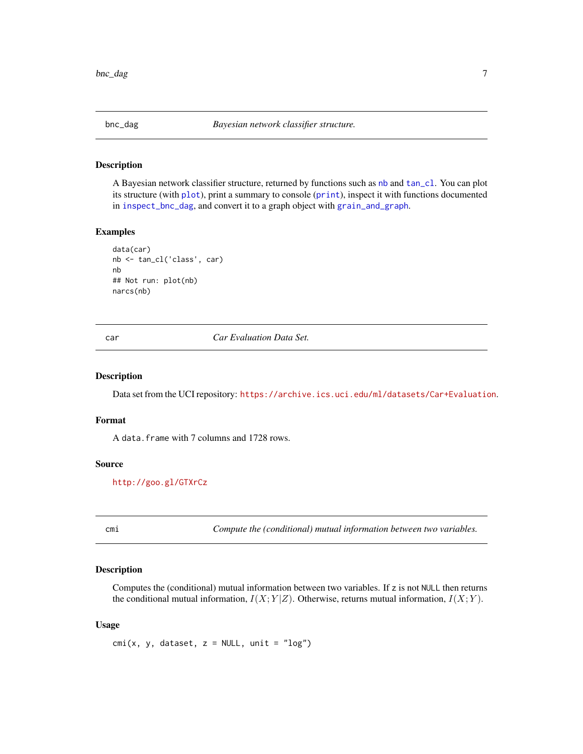## bnc_dag — *Bayesian network classifier structure.*

### Description

A Bayesian network classifier structure, returned by functions such as `nb` and `tan_cl`. You can plot its structure (with `plot`), print a summary to console (`print`), inspect it with functions documented in `inspect_bnc_dag`, and convert it to a graph object with `grain_and_graph`.

### Examples

```
data(car)
nb <- tan_cl('class', car)
nb
## Not run: plot(nb)
narcs(nb)
```

## car — *Car Evaluation Data Set.*

### Description

Data set from the UCI repository: https://archive.ics.uci.edu/ml/datasets/Car+Evaluation.

### Format

A `data.frame` with 7 columns and 1728 rows.

### Source

http://goo.gl/GTXrCz

## cmi — *Compute the (conditional) mutual information between two variables.*

### Description

Computes the (conditional) mutual information between two variables. If `z` is not `NULL` then returns the conditional mutual information, $I(X;Y|Z)$. Otherwise, returns mutual information, $I(X;Y)$.

### Usage

```
cmi(x, y, dataset, z = NULL, unit = "log")
```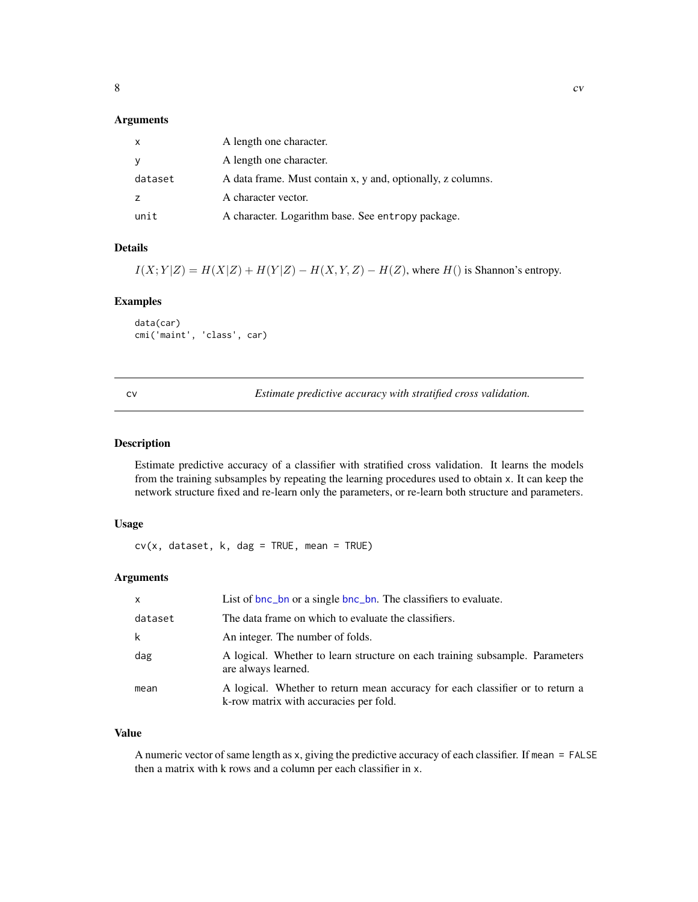### Arguments

| | |
|---|---|
| x | A length one character. |
| y | A length one character. |
| dataset | A data frame. Must contain x, y and, optionally, z columns. |
| z | A character vector. |
| unit | A character. Logarithm base. See `entropy` package. |

### Details

$I(X;Y|Z) = H(X|Z) + H(Y|Z) - H(X,Y,Z) - H(Z)$, where $H()$ is Shannon's entropy.

### Examples

```
data(car)
cmi('maint', 'class', car)
```

---

## cv — *Estimate predictive accuracy with stratified cross validation.*

### Description

Estimate predictive accuracy of a classifier with stratified cross validation. It learns the models from the training subsamples by repeating the learning procedures used to obtain x. It can keep the network structure fixed and re-learn only the parameters, or re-learn both structure and parameters.

### Usage

```
cv(x, dataset, k, dag = TRUE, mean = TRUE)
```

### Arguments

| | |
|---|---|
| x | List of `bnc_bn` or a single `bnc_bn`. The classifiers to evaluate. |
| dataset | The data frame on which to evaluate the classifiers. |
| k | An integer. The number of folds. |
| dag | A logical. Whether to learn structure on each training subsample. Parameters are always learned. |
| mean | A logical. Whether to return mean accuracy for each classifier or to return a k-row matrix with accuracies per fold. |

### Value

A numeric vector of same length as x, giving the predictive accuracy of each classifier. If `mean = FALSE` then a matrix with k rows and a column per each classifier in x.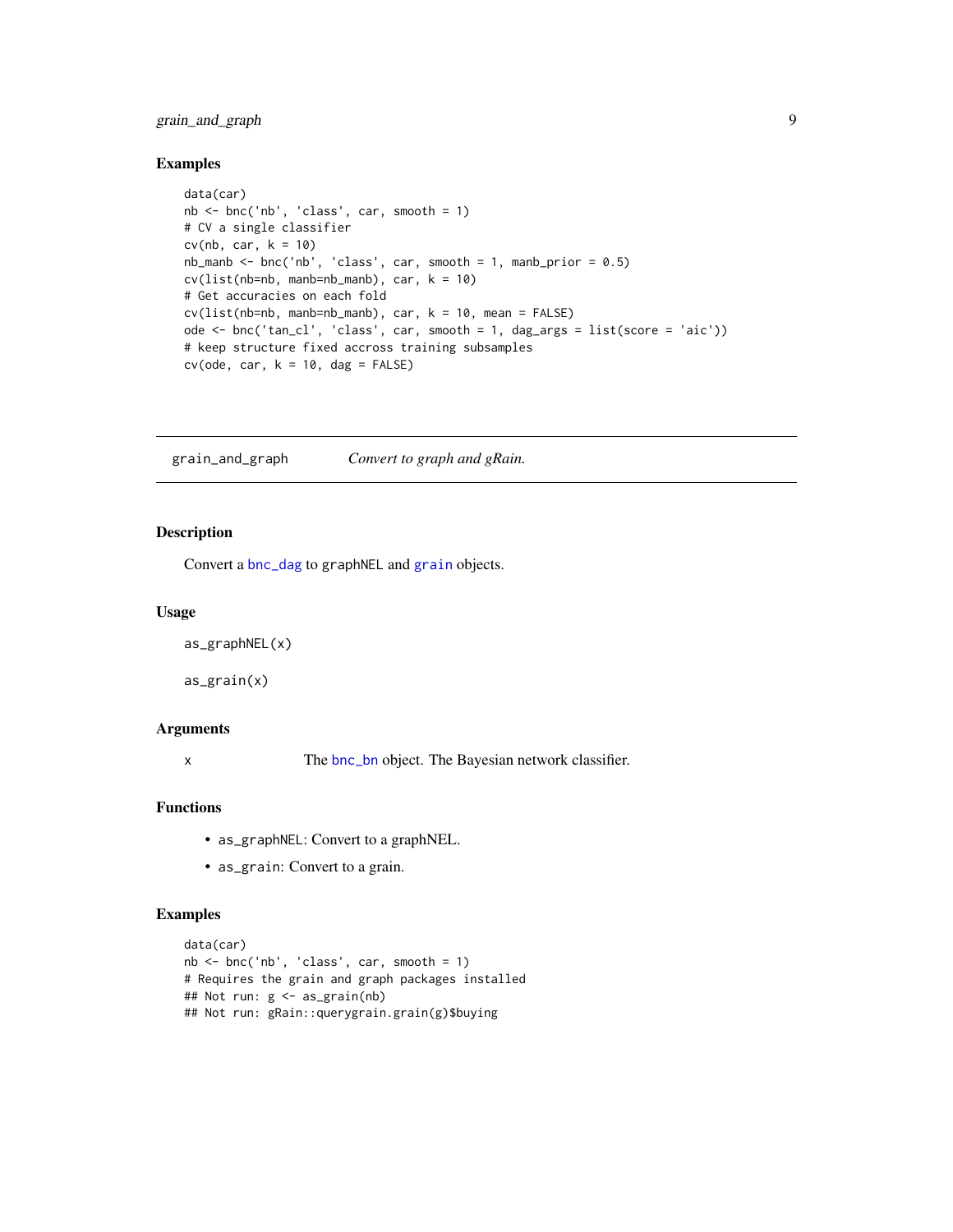## Examples

```
data(car)
nb <- bnc('nb', 'class', car, smooth = 1)
# CV a single classifier
cv(nb, car, k = 10)
nb_manb <- bnc('nb', 'class', car, smooth = 1, manb_prior = 0.5)
cv(list(nb=nb, manb=nb_manb), car, k = 10)
# Get accuracies on each fold
cv(list(nb=nb, manb=nb_manb), car, k = 10, mean = FALSE)
ode <- bnc('tan_cl', 'class', car, smooth = 1, dag_args = list(score = 'aic'))
# keep structure fixed accross training subsamples
cv(ode, car, k = 10, dag = FALSE)
```

---

# grain_and_graph — *Convert to graph and gRain.*

---

## Description

Convert a bnc_dag to graphNEL and grain objects.

## Usage

```
as_graphNEL(x)

as_grain(x)
```

## Arguments

| | |
|---|---|
| x | The bnc_bn object. The Bayesian network classifier. |

## Functions

- as_graphNEL: Convert to a graphNEL.
- as_grain: Convert to a grain.

## Examples

```
data(car)
nb <- bnc('nb', 'class', car, smooth = 1)
# Requires the grain and graph packages installed
## Not run: g <- as_grain(nb)
## Not run: gRain::querygrain.grain(g)$buying
```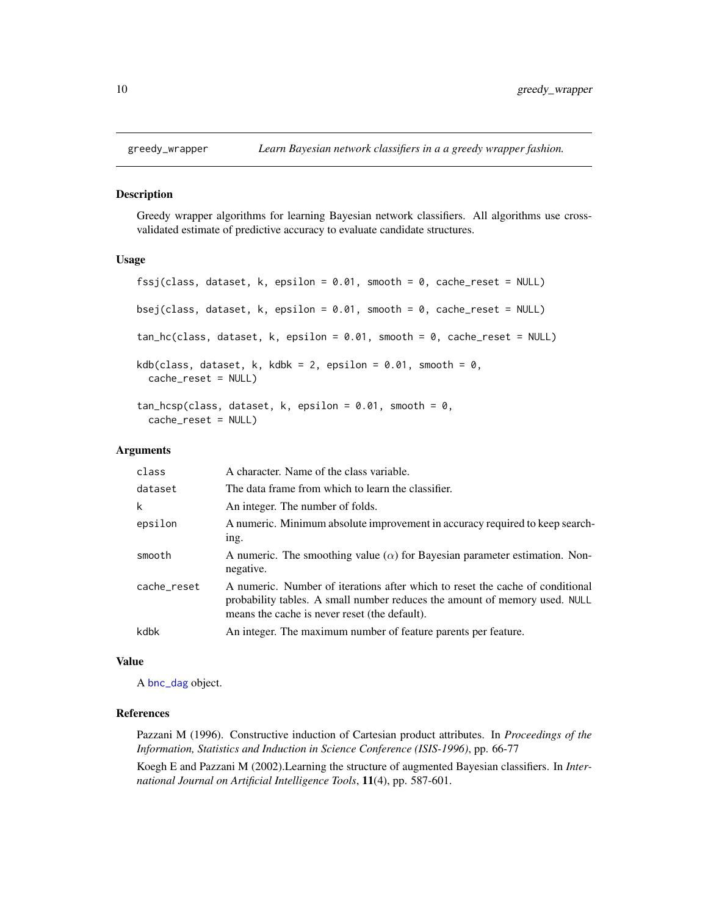# greedy_wrapper — *Learn Bayesian network classifiers in a a greedy wrapper fashion.*

## Description

Greedy wrapper algorithms for learning Bayesian network classifiers. All algorithms use cross-validated estimate of predictive accuracy to evaluate candidate structures.

## Usage

```
fssj(class, dataset, k, epsilon = 0.01, smooth = 0, cache_reset = NULL)

bsej(class, dataset, k, epsilon = 0.01, smooth = 0, cache_reset = NULL)

tan_hc(class, dataset, k, epsilon = 0.01, smooth = 0, cache_reset = NULL)

kdb(class, dataset, k, kdbk = 2, epsilon = 0.01, smooth = 0,
  cache_reset = NULL)

tan_hcsp(class, dataset, k, epsilon = 0.01, smooth = 0,
  cache_reset = NULL)
```

## Arguments

| | |
|---|---|
| `class` | A character. Name of the class variable. |
| `dataset` | The data frame from which to learn the classifier. |
| `k` | An integer. The number of folds. |
| `epsilon` | A numeric. Minimum absolute improvement in accuracy required to keep searching. |
| `smooth` | A numeric. The smoothing value ($\alpha$) for Bayesian parameter estimation. Nonnegative. |
| `cache_reset` | A numeric. Number of iterations after which to reset the cache of conditional probability tables. A small number reduces the amount of memory used. `NULL` means the cache is never reset (the default). |
| `kdbk` | An integer. The maximum number of feature parents per feature. |

## Value

A `bnc_dag` object.

## References

Pazzani M (1996). Constructive induction of Cartesian product attributes. In *Proceedings of the Information, Statistics and Induction in Science Conference (ISIS-1996)*, pp. 66-77

Koegh E and Pazzani M (2002).Learning the structure of augmented Bayesian classifiers. In *International Journal on Artificial Intelligence Tools*, **11**(4), pp. 587-601.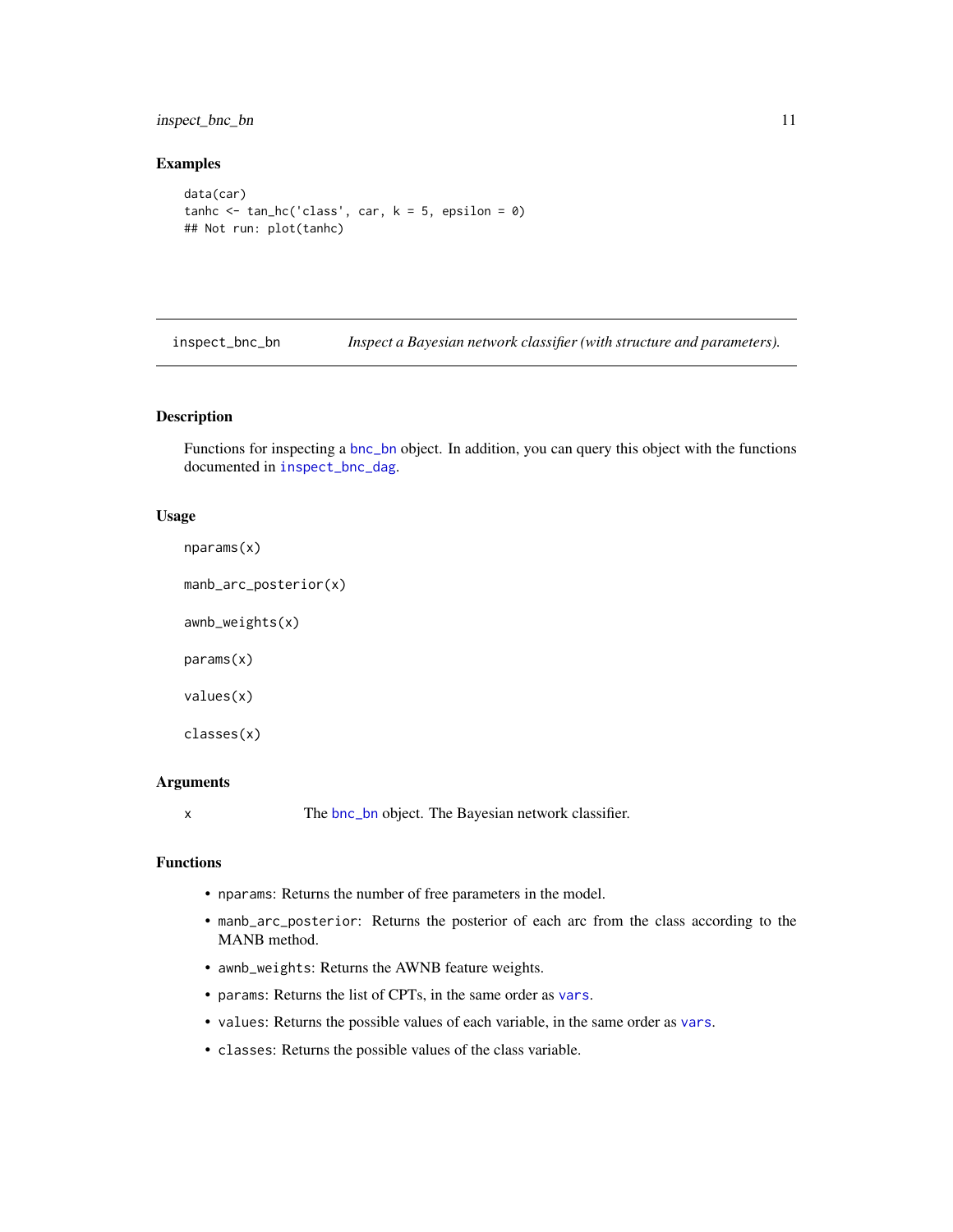## Examples

```
data(car)
tanhc <- tan_hc('class', car, k = 5, epsilon = 0)
## Not run: plot(tanhc)
```

---

inspect_bnc_bn *Inspect a Bayesian network classifier (with structure and parameters).*

---

### Description

Functions for inspecting a bnc_bn object. In addition, you can query this object with the functions documented in inspect_bnc_dag.

### Usage

```
nparams(x)

manb_arc_posterior(x)

awnb_weights(x)

params(x)

values(x)

classes(x)
```

### Arguments

| | |
|---|---|
| x | The bnc_bn object. The Bayesian network classifier. |

### Functions

- nparams: Returns the number of free parameters in the model.
- manb_arc_posterior: Returns the posterior of each arc from the class according to the MANB method.
- awnb_weights: Returns the AWNB feature weights.
- params: Returns the list of CPTs, in the same order as vars.
- values: Returns the possible values of each variable, in the same order as vars.
- classes: Returns the possible values of the class variable.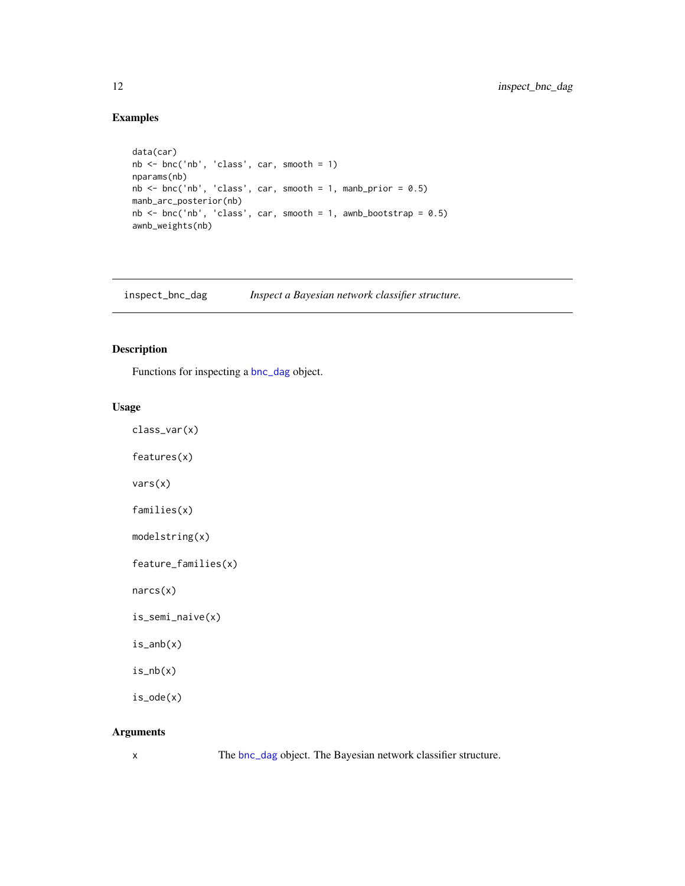## Examples

```
data(car)
nb <- bnc('nb', 'class', car, smooth = 1)
nparams(nb)
nb <- bnc('nb', 'class', car, smooth = 1, manb_prior = 0.5)
manb_arc_posterior(nb)
nb <- bnc('nb', 'class', car, smooth = 1, awnb_bootstrap = 0.5)
awnb_weights(nb)
```

---

# inspect_bnc_dag — *Inspect a Bayesian network classifier structure.*

---

## Description

Functions for inspecting a bnc_dag object.

## Usage

```
class_var(x)

features(x)

vars(x)

families(x)

modelstring(x)

feature_families(x)

narcs(x)

is_semi_naive(x)

is_anb(x)

is_nb(x)

is_ode(x)
```

## Arguments

| | |
|---|---|
| x | The bnc_dag object. The Bayesian network classifier structure. |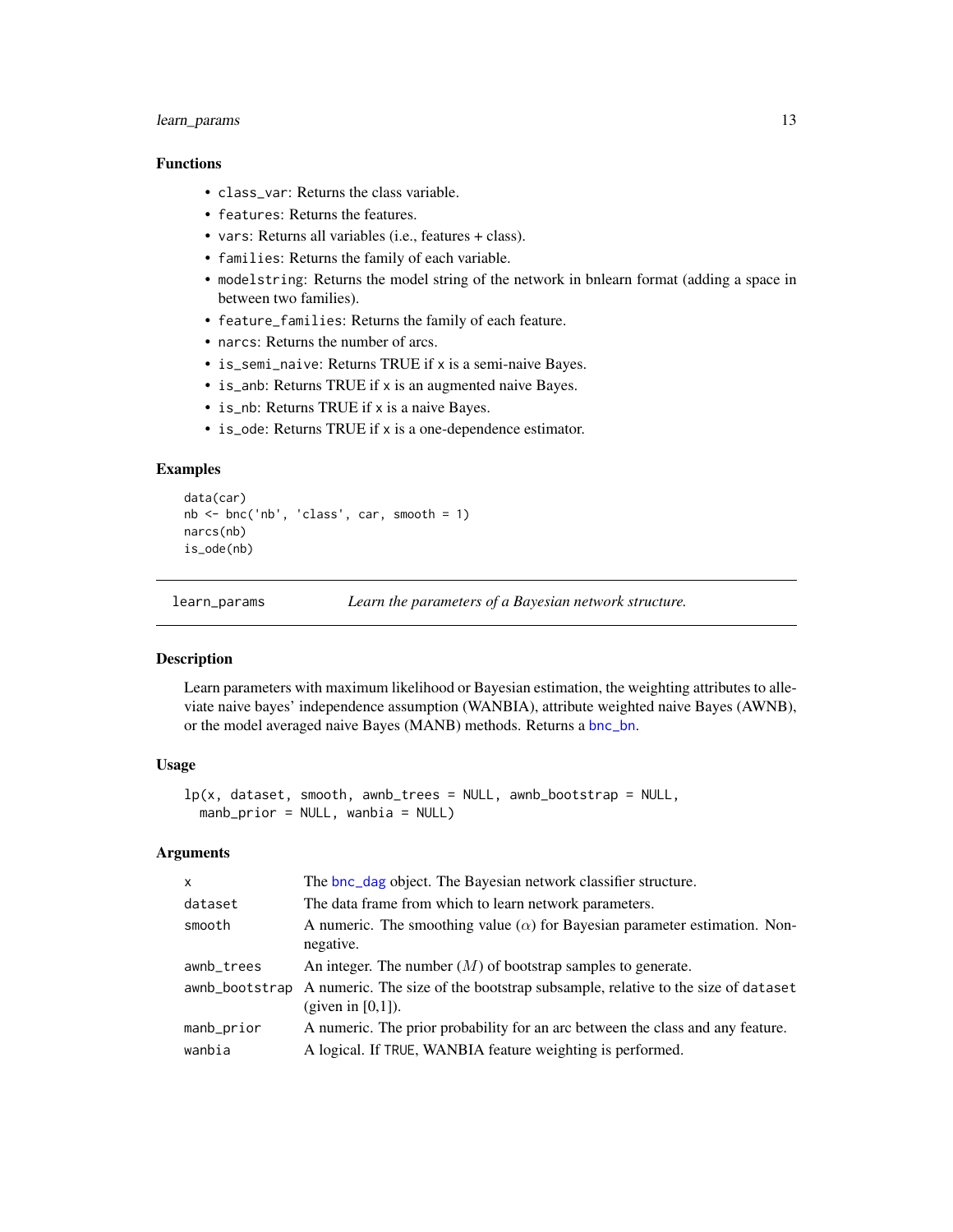### Functions

- `class_var`: Returns the class variable.
- `features`: Returns the features.
- `vars`: Returns all variables (i.e., features + class).
- `families`: Returns the family of each variable.
- `modelstring`: Returns the model string of the network in bnlearn format (adding a space in between two families).
- `feature_families`: Returns the family of each feature.
- `narcs`: Returns the number of arcs.
- `is_semi_naive`: Returns TRUE if x is a semi-naive Bayes.
- `is_anb`: Returns TRUE if x is an augmented naive Bayes.
- `is_nb`: Returns TRUE if x is a naive Bayes.
- `is_ode`: Returns TRUE if x is a one-dependence estimator.

### Examples

```
data(car)
nb <- bnc('nb', 'class', car, smooth = 1)
narcs(nb)
is_ode(nb)
```

## learn_params — *Learn the parameters of a Bayesian network structure.*

### Description

Learn parameters with maximum likelihood or Bayesian estimation, the weighting attributes to alleviate naive bayes' independence assumption (WANBIA), attribute weighted naive Bayes (AWNB), or the model averaged naive Bayes (MANB) methods. Returns a bnc_bn.

### Usage

```
lp(x, dataset, smooth, awnb_trees = NULL, awnb_bootstrap = NULL,
  manb_prior = NULL, wanbia = NULL)
```

### Arguments

| | |
|---|---|
| x | The bnc_dag object. The Bayesian network classifier structure. |
| dataset | The data frame from which to learn network parameters. |
| smooth | A numeric. The smoothing value ($\alpha$) for Bayesian parameter estimation. Nonnegative. |
| awnb_trees | An integer. The number ($M$) of bootstrap samples to generate. |
| awnb_bootstrap | A numeric. The size of the bootstrap subsample, relative to the size of dataset (given in [0,1]). |
| manb_prior | A numeric. The prior probability for an arc between the class and any feature. |
| wanbia | A logical. If TRUE, WANBIA feature weighting is performed. |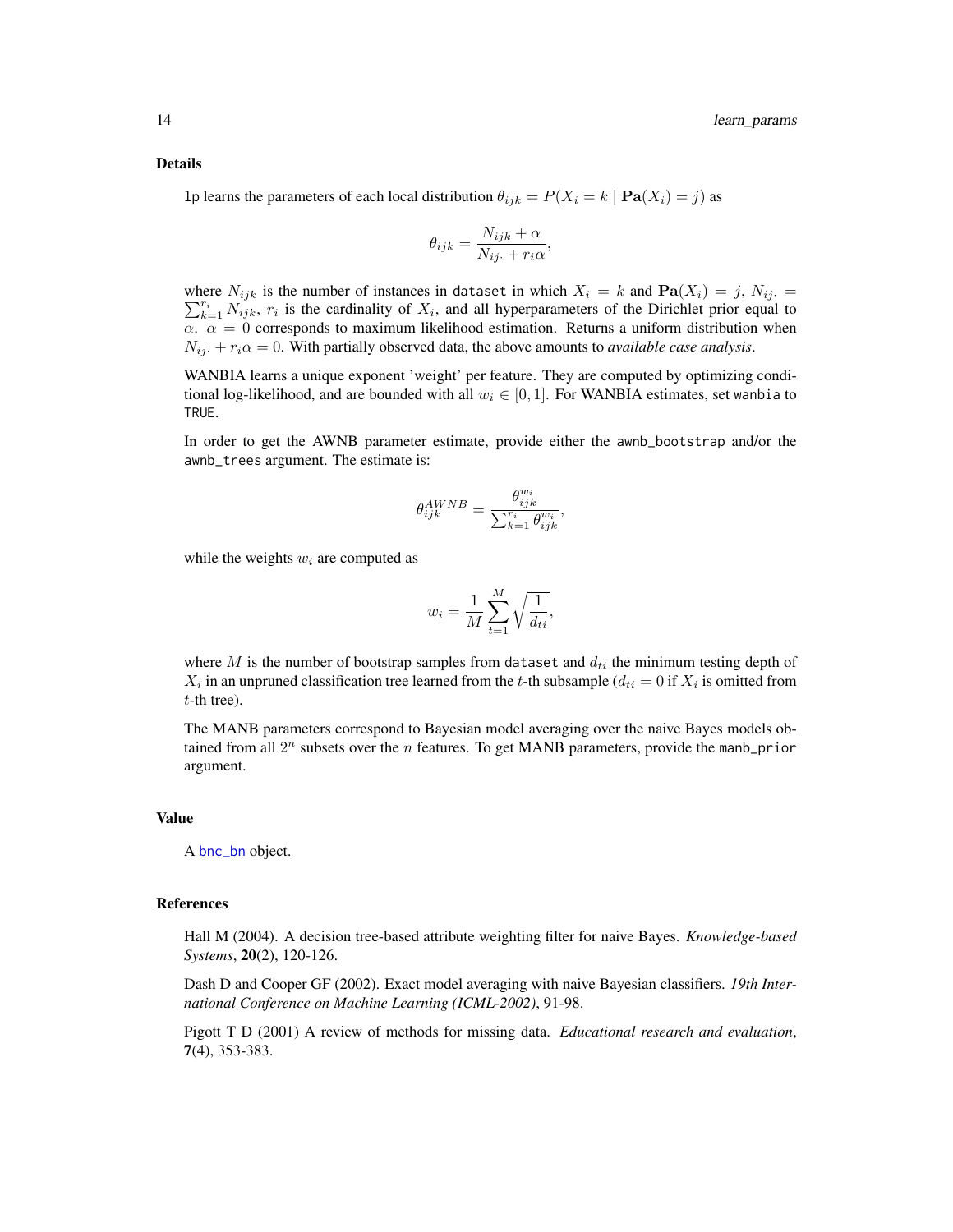## Details

`lp` learns the parameters of each local distribution $\theta_{ijk} = P(X_i = k \mid \mathbf{Pa}(X_i) = j)$ as

$$\theta_{ijk} = \frac{N_{ijk} + \alpha}{N_{ij\cdot} + r_i \alpha},$$

where $N_{ijk}$ is the number of instances in `dataset` in which $X_i = k$ and $\mathbf{Pa}(X_i) = j$, $N_{ij\cdot} = \sum_{k=1}^{r_i} N_{ijk}$, $r_i$ is the cardinality of $X_i$, and all hyperparameters of the Dirichlet prior equal to $\alpha$. $\alpha = 0$ corresponds to maximum likelihood estimation. Returns a uniform distribution when $N_{ij\cdot} + r_i \alpha = 0$. With partially observed data, the above amounts to *available case analysis*.

WANBIA learns a unique exponent 'weight' per feature. They are computed by optimizing conditional log-likelihood, and are bounded with all $w_i \in [0, 1]$. For WANBIA estimates, set `wanbia` to `TRUE`.

In order to get the AWNB parameter estimate, provide either the `awnb_bootstrap` and/or the `awnb_trees` argument. The estimate is:

$$\theta_{ijk}^{AWNB} = \frac{\theta_{ijk}^{w_i}}{\sum_{k=1}^{r_i} \theta_{ijk}^{w_i}},$$

while the weights $w_i$ are computed as

$$w_i = \frac{1}{M} \sum_{t=1}^{M} \sqrt{\frac{1}{d_{ti}}},$$

where $M$ is the number of bootstrap samples from `dataset` and $d_{ti}$ the minimum testing depth of $X_i$ in an unpruned classification tree learned from the $t$-th subsample ($d_{ti} = 0$ if $X_i$ is omitted from $t$-th tree).

The MANB parameters correspond to Bayesian model averaging over the naive Bayes models obtained from all $2^n$ subsets over the $n$ features. To get MANB parameters, provide the `manb_prior` argument.

## Value

A `bnc_bn` object.

## References

Hall M (2004). A decision tree-based attribute weighting filter for naive Bayes. *Knowledge-based Systems*, **20**(2), 120-126.

Dash D and Cooper GF (2002). Exact model averaging with naive Bayesian classifiers. *19th International Conference on Machine Learning (ICML-2002)*, 91-98.

Pigott T D (2001) A review of methods for missing data. *Educational research and evaluation*, **7**(4), 353-383.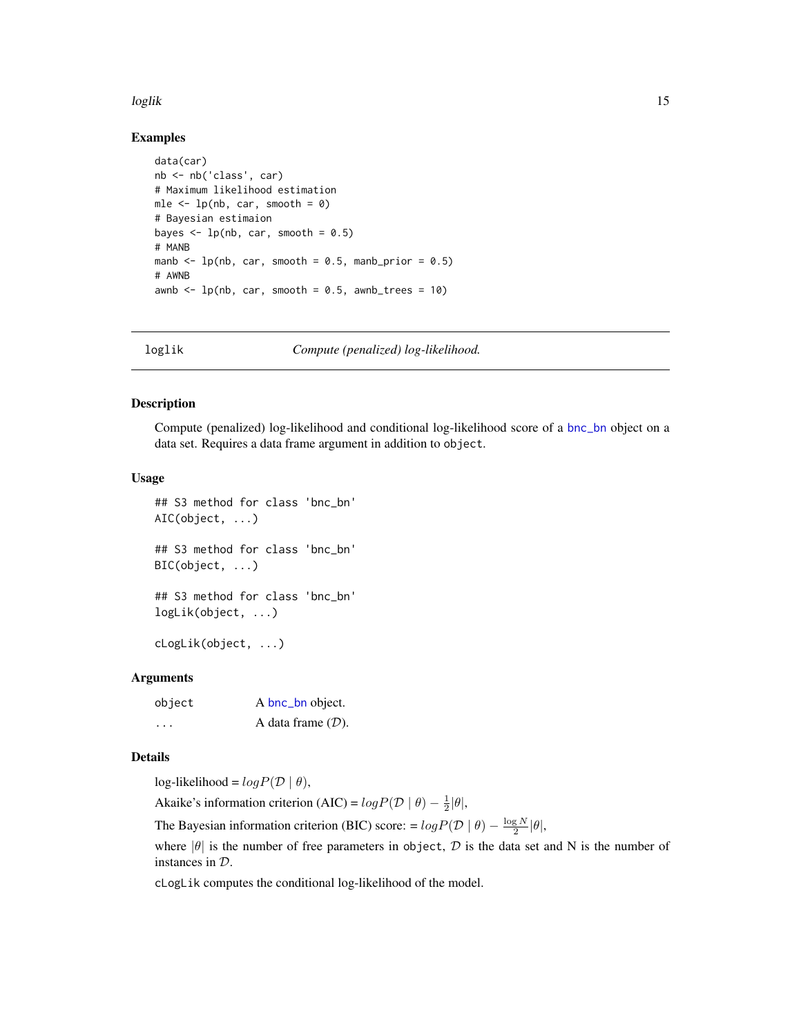### Examples

```
data(car)
nb <- nb('class', car)
# Maximum likelihood estimation
mle <- lp(nb, car, smooth = 0)
# Bayesian estimaion
bayes <- lp(nb, car, smooth = 0.5)
# MANB
manb <- lp(nb, car, smooth = 0.5, manb_prior = 0.5)
# AWNB
awnb <- lp(nb, car, smooth = 0.5, awnb_trees = 10)
```

---

## loglik — *Compute (penalized) log-likelihood.*

---

### Description

Compute (penalized) log-likelihood and conditional log-likelihood score of a bnc_bn object on a data set. Requires a data frame argument in addition to `object`.

### Usage

```
## S3 method for class 'bnc_bn'
AIC(object, ...)

## S3 method for class 'bnc_bn'
BIC(object, ...)

## S3 method for class 'bnc_bn'
logLik(object, ...)

cLogLik(object, ...)
```

### Arguments

| | |
|---|---|
| `object` | A bnc_bn object. |
| `...` | A data frame ($\mathcal{D}$). |

### Details

log-likelihood = $logP(\mathcal{D} \mid \theta)$,

Akaike's information criterion (AIC) = $logP(\mathcal{D} \mid \theta) - \frac{1}{2}|\theta|$,

The Bayesian information criterion (BIC) score: = $logP(\mathcal{D} \mid \theta) - \frac{\log N}{2}|\theta|$,

where $|\theta|$ is the number of free parameters in `object`, $\mathcal{D}$ is the data set and N is the number of instances in $\mathcal{D}$.

`cLogLik` computes the conditional log-likelihood of the model.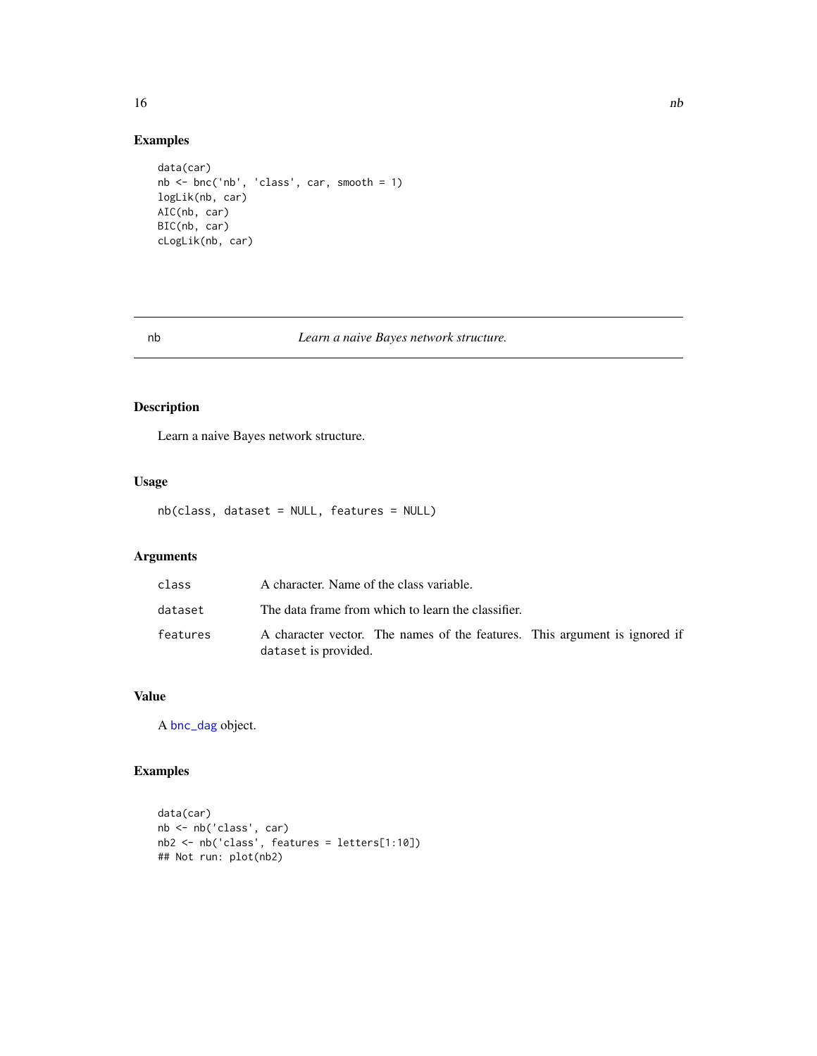## Examples

```
data(car)
nb <- bnc('nb', 'class', car, smooth = 1)
logLik(nb, car)
AIC(nb, car)
BIC(nb, car)
cLogLik(nb, car)
```

---

# nb — *Learn a naive Bayes network structure.*

---

## Description

Learn a naive Bayes network structure.

## Usage

```
nb(class, dataset = NULL, features = NULL)
```

## Arguments

| | |
|---|---|
| `class` | A character. Name of the class variable. |
| `dataset` | The data frame from which to learn the classifier. |
| `features` | A character vector. The names of the features. This argument is ignored if `dataset` is provided. |

## Value

A bnc_dag object.

## Examples

```
data(car)
nb <- nb('class', car)
nb2 <- nb('class', features = letters[1:10])
## Not run: plot(nb2)
```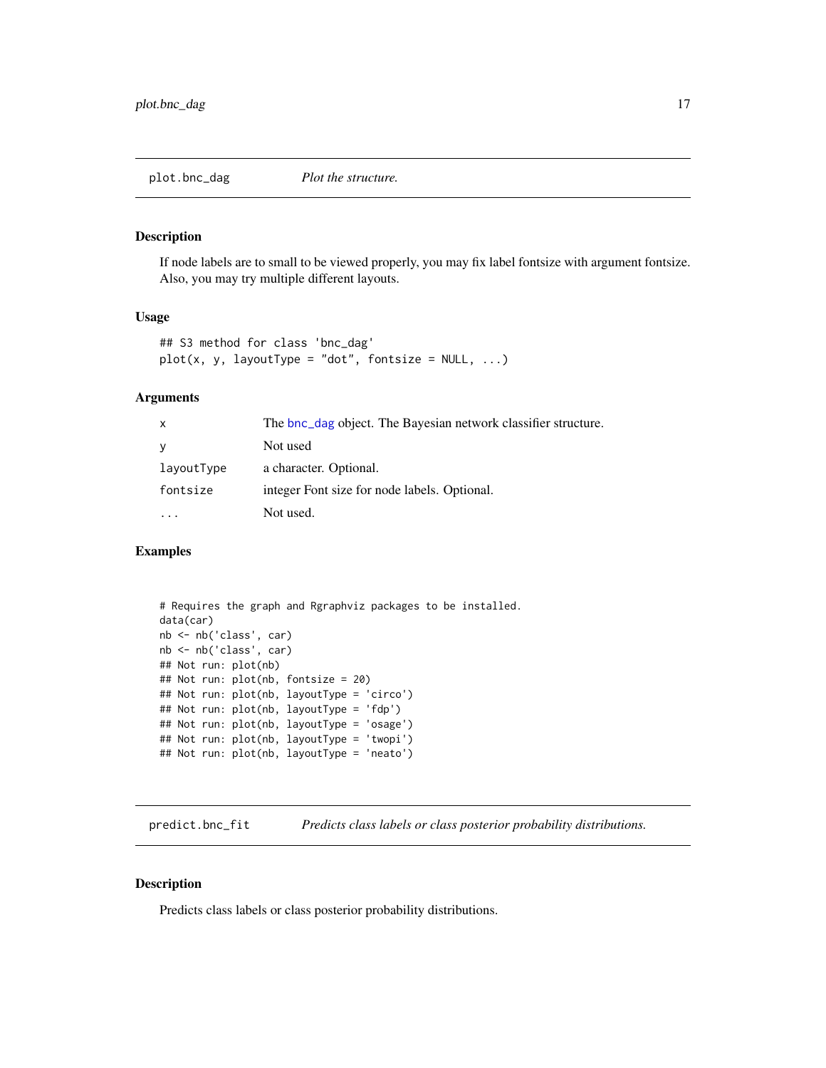## plot.bnc_dag — *Plot the structure.*

### Description

If node labels are to small to be viewed properly, you may fix label fontsize with argument fontsize. Also, you may try multiple different layouts.

### Usage

```
## S3 method for class 'bnc_dag'
plot(x, y, layoutType = "dot", fontsize = NULL, ...)
```

### Arguments

| | |
|---|---|
| `x` | The `bnc_dag` object. The Bayesian network classifier structure. |
| `y` | Not used |
| `layoutType` | a character. Optional. |
| `fontsize` | integer Font size for node labels. Optional. |
| `...` | Not used. |

### Examples

```
# Requires the graph and Rgraphviz packages to be installed.
data(car)
nb <- nb('class', car)
nb <- nb('class', car)
## Not run: plot(nb)
## Not run: plot(nb, fontsize = 20)
## Not run: plot(nb, layoutType = 'circo')
## Not run: plot(nb, layoutType = 'fdp')
## Not run: plot(nb, layoutType = 'osage')
## Not run: plot(nb, layoutType = 'twopi')
## Not run: plot(nb, layoutType = 'neato')
```

## predict.bnc_fit — *Predicts class labels or class posterior probability distributions.*

### Description

Predicts class labels or class posterior probability distributions.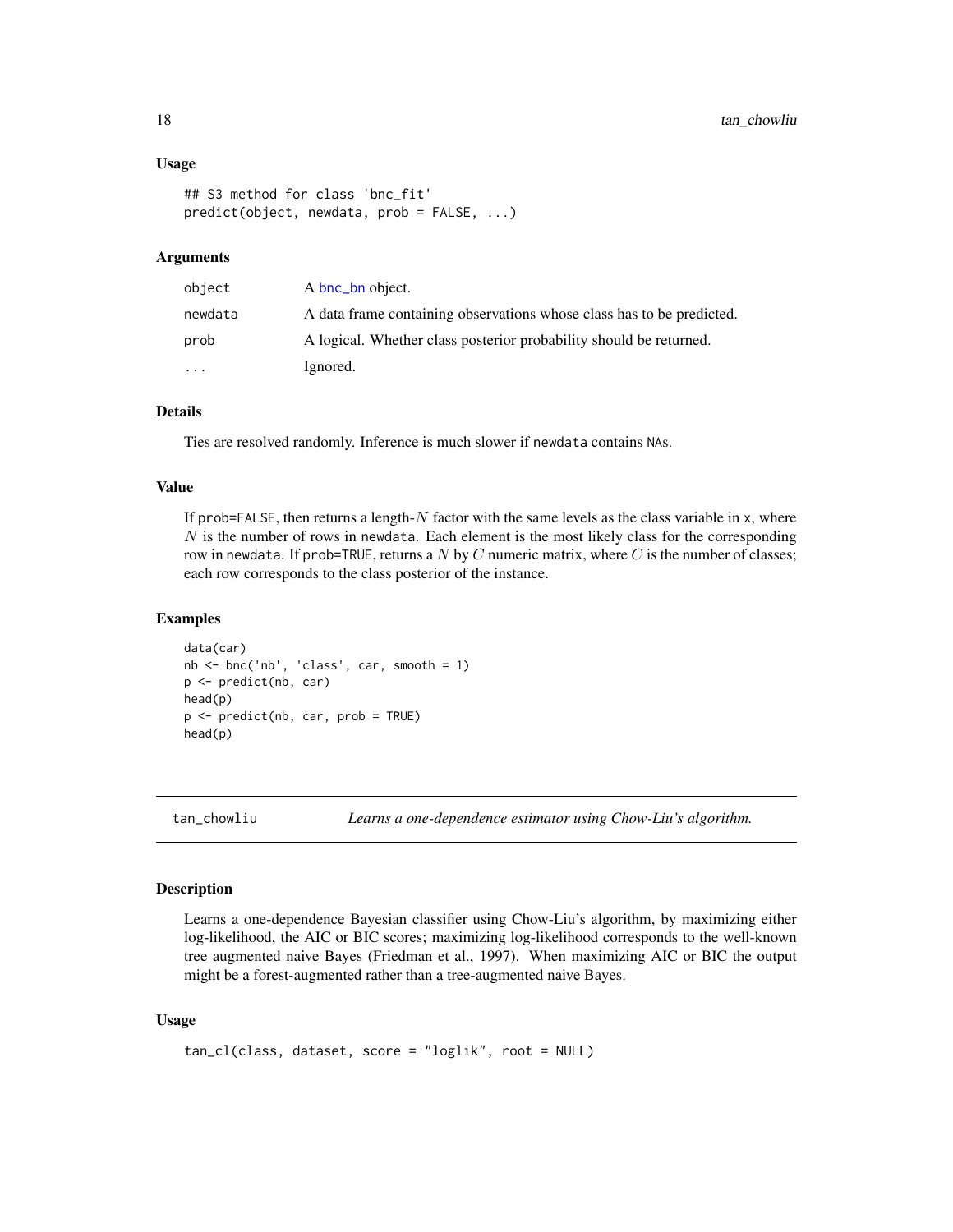### Usage

```
## S3 method for class 'bnc_fit'
predict(object, newdata, prob = FALSE, ...)
```

### Arguments

| | |
|---|---|
| object | A bnc_bn object. |
| newdata | A data frame containing observations whose class has to be predicted. |
| prob | A logical. Whether class posterior probability should be returned. |
| ... | Ignored. |

### Details

Ties are resolved randomly. Inference is much slower if newdata contains NAs.

### Value

If prob=FALSE, then returns a length-$N$ factor with the same levels as the class variable in x, where $N$ is the number of rows in newdata. Each element is the most likely class for the corresponding row in newdata. If prob=TRUE, returns a $N$ by $C$ numeric matrix, where $C$ is the number of classes; each row corresponds to the class posterior of the instance.

### Examples

```
data(car)
nb <- bnc('nb', 'class', car, smooth = 1)
p <- predict(nb, car)
head(p)
p <- predict(nb, car, prob = TRUE)
head(p)
```

---

## tan_chowliu — *Learns a one-dependence estimator using Chow-Liu's algorithm.*

---

### Description

Learns a one-dependence Bayesian classifier using Chow-Liu's algorithm, by maximizing either log-likelihood, the AIC or BIC scores; maximizing log-likelihood corresponds to the well-known tree augmented naive Bayes (Friedman et al., 1997). When maximizing AIC or BIC the output might be a forest-augmented rather than a tree-augmented naive Bayes.

### Usage

```
tan_cl(class, dataset, score = "loglik", root = NULL)
```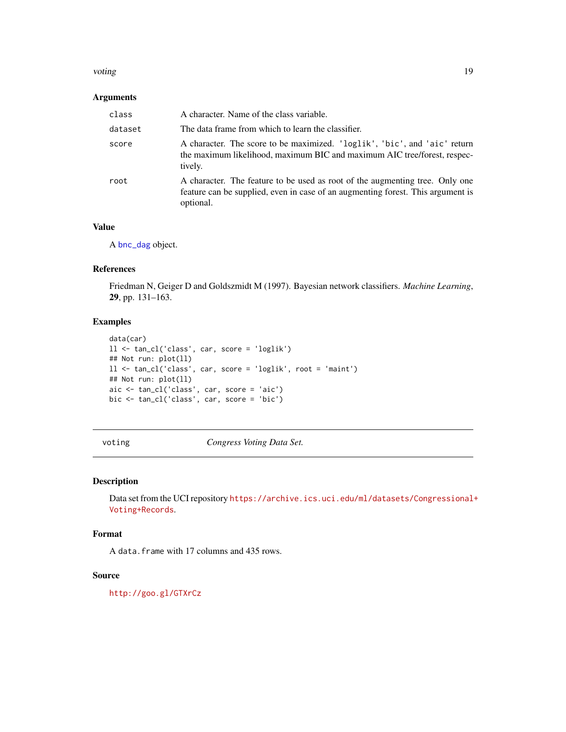### Arguments

| | |
|---|---|
| `class` | A character. Name of the class variable. |
| `dataset` | The data frame from which to learn the classifier. |
| `score` | A character. The score to be maximized. `'loglik'`, `'bic'`, and `'aic'` return the maximum likelihood, maximum BIC and maximum AIC tree/forest, respectively. |
| `root` | A character. The feature to be used as root of the augmenting tree. Only one feature can be supplied, even in case of an augmenting forest. This argument is optional. |

### Value

A `bnc_dag` object.

### References

Friedman N, Geiger D and Goldszmidt M (1997). Bayesian network classifiers. *Machine Learning*, **29**, pp. 131–163.

### Examples

```
data(car)
ll <- tan_cl('class', car, score = 'loglik')
## Not run: plot(ll)
ll <- tan_cl('class', car, score = 'loglik', root = 'maint')
## Not run: plot(ll)
aic <- tan_cl('class', car, score = 'aic')
bic <- tan_cl('class', car, score = 'bic')
```

---

## `voting` *Congress Voting Data Set.*

---

### Description

Data set from the UCI repository https://archive.ics.uci.edu/ml/datasets/Congressional+Voting+Records.

### Format

A `data.frame` with 17 columns and 435 rows.

### Source

http://goo.gl/GTXrCz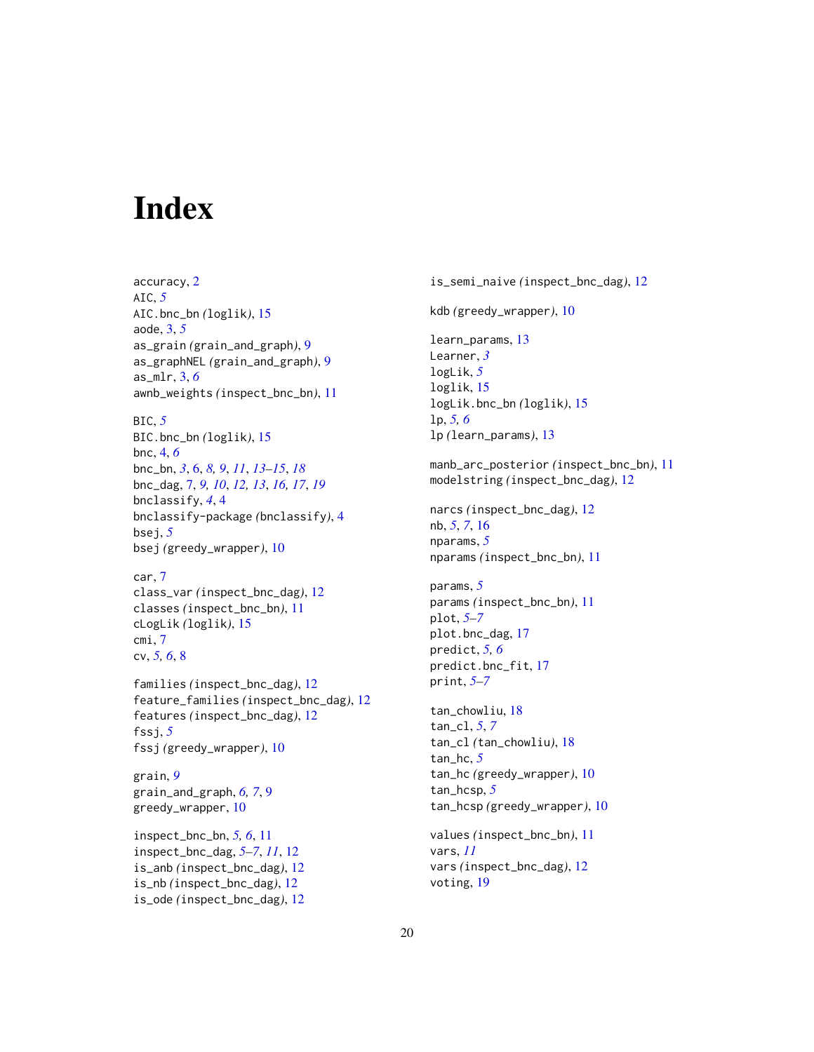# Index

accuracy, 2
AIC, *5*
AIC.bnc_bn *(*loglik*)*, 15
aode, 3, *5*
as_grain *(*grain_and_graph*)*, 9
as_graphNEL *(*grain_and_graph*)*, 9
as_mlr, 3, *6*
awnb_weights *(*inspect_bnc_bn*)*, 11

BIC, *5*
BIC.bnc_bn *(*loglik*)*, 15
bnc, 4, *6*
bnc_bn, *3*, 6, *8, 9*, *11*, *13–15*, *18*
bnc_dag, 7, *9, 10*, *12, 13*, *16, 17*, *19*
bnclassify, *4*, 4
bnclassify-package *(*bnclassify*)*, 4
bsej, *5*
bsej *(*greedy_wrapper*)*, 10

car, 7
class_var *(*inspect_bnc_dag*)*, 12
classes *(*inspect_bnc_bn*)*, 11
cLogLik *(*loglik*)*, 15
cmi, 7
cv, *5, 6*, 8

families *(*inspect_bnc_dag*)*, 12
feature_families *(*inspect_bnc_dag*)*, 12
features *(*inspect_bnc_dag*)*, 12
fssj, *5*
fssj *(*greedy_wrapper*)*, 10

grain, *9*
grain_and_graph, *6, 7*, 9
greedy_wrapper, 10

inspect_bnc_bn, *5, 6*, 11
inspect_bnc_dag, *5–7*, *11*, 12
is_anb *(*inspect_bnc_dag*)*, 12
is_nb *(*inspect_bnc_dag*)*, 12
is_ode *(*inspect_bnc_dag*)*, 12
is_semi_naive *(*inspect_bnc_dag*)*, 12

kdb *(*greedy_wrapper*)*, 10

learn_params, 13
Learner, *3*
logLik, *5*
loglik, 15
logLik.bnc_bn *(*loglik*)*, 15
lp, *5, 6*
lp *(*learn_params*)*, 13

manb_arc_posterior *(*inspect_bnc_bn*)*, 11
modelstring *(*inspect_bnc_dag*)*, 12

narcs *(*inspect_bnc_dag*)*, 12
nb, *5*, *7*, 16
nparams, *5*
nparams *(*inspect_bnc_bn*)*, 11

params, *5*
params *(*inspect_bnc_bn*)*, 11
plot, *5–7*
plot.bnc_dag, 17
predict, *5, 6*
predict.bnc_fit, 17
print, *5–7*

tan_chowliu, 18
tan_cl, *5*, *7*
tan_cl *(*tan_chowliu*)*, 18
tan_hc, *5*
tan_hc *(*greedy_wrapper*)*, 10
tan_hcsp, *5*
tan_hcsp *(*greedy_wrapper*)*, 10

values *(*inspect_bnc_bn*)*, 11
vars, *11*
vars *(*inspect_bnc_dag*)*, 12
voting, 19